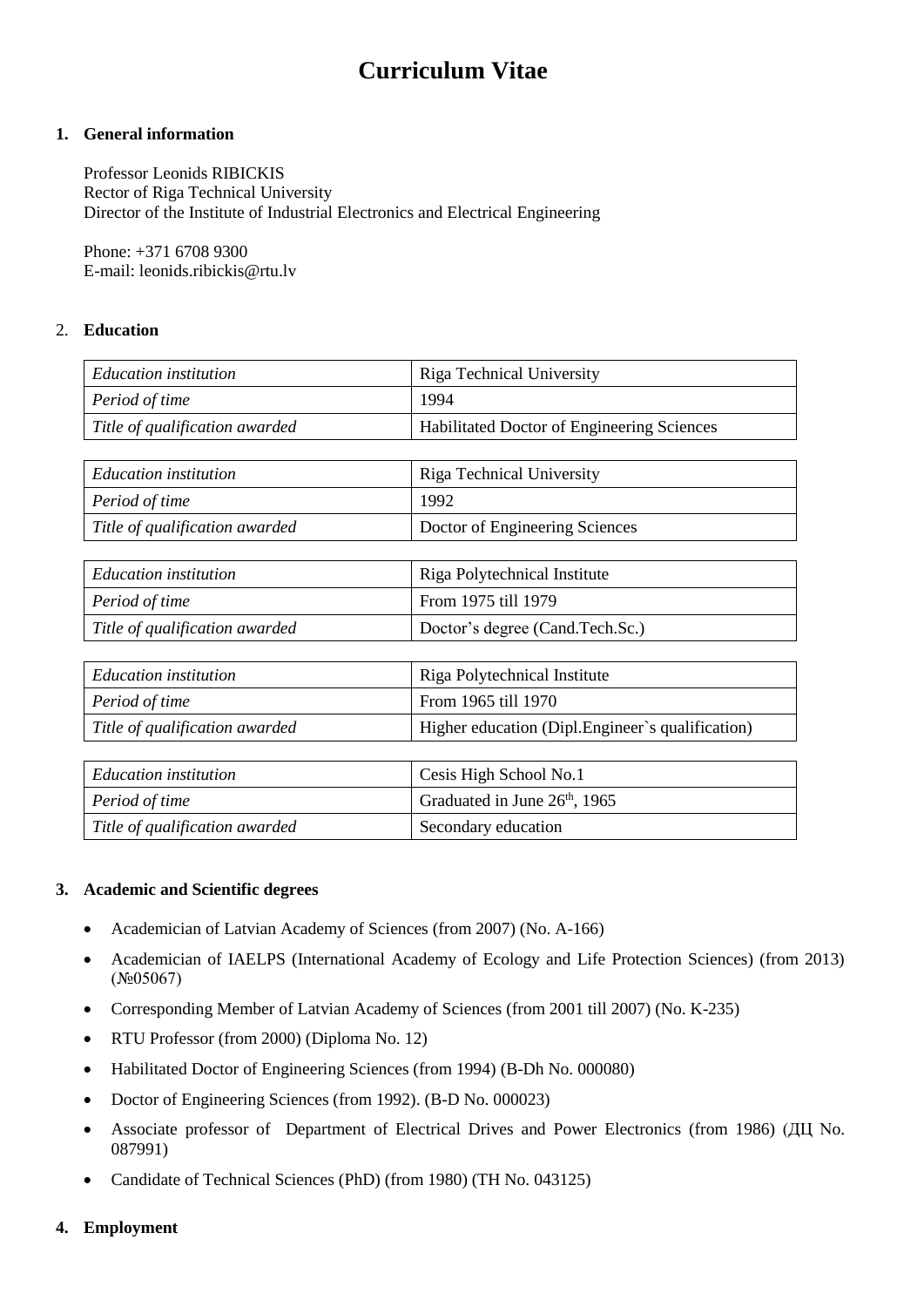# Curriculum Vitae

## 1. General information

Professor Leonids RIBICKIS
Rector of Riga Technical University
Director of the Institute of Industrial Electronics and Electrical Engineering

Phone: +371 6708 9300
E-mail: leonids.ribickis@rtu.lv

## 2. Education

| *Education institution* | Riga Technical University |
|---|---|
| *Period of time* | 1994 |
| *Title of qualification awarded* | Habilitated Doctor of Engineering Sciences |

| *Education institution* | Riga Technical University |
|---|---|
| *Period of time* | 1992 |
| *Title of qualification awarded* | Doctor of Engineering Sciences |

| *Education institution* | Riga Polytechnical Institute |
|---|---|
| *Period of time* | From 1975 till 1979 |
| *Title of qualification awarded* | Doctor's degree (Cand.Tech.Sc.) |

| *Education institution* | Riga Polytechnical Institute |
|---|---|
| *Period of time* | From 1965 till 1970 |
| *Title of qualification awarded* | Higher education (Dipl.Engineer`s qualification) |

| *Education institution* | Cesis High School No.1 |
|---|---|
| *Period of time* | Graduated in June 26th, 1965 |
| *Title of qualification awarded* | Secondary education |

## 3. Academic and Scientific degrees

- Academician of Latvian Academy of Sciences (from 2007) (No. A-166)
- Academician of IAELPS (International Academy of Ecology and Life Protection Sciences) (from 2013) (№05067)
- Corresponding Member of Latvian Academy of Sciences (from 2001 till 2007) (No. K-235)
- RTU Professor (from 2000) (Diploma No. 12)
- Habilitated Doctor of Engineering Sciences (from 1994) (B-Dh No. 000080)
- Doctor of Engineering Sciences (from 1992). (B-D No. 000023)
- Associate professor of Department of Electrical Drives and Power Electronics (from 1986) (ДЦ No. 087991)
- Candidate of Technical Sciences (PhD) (from 1980) (TH No. 043125)

## 4. Employment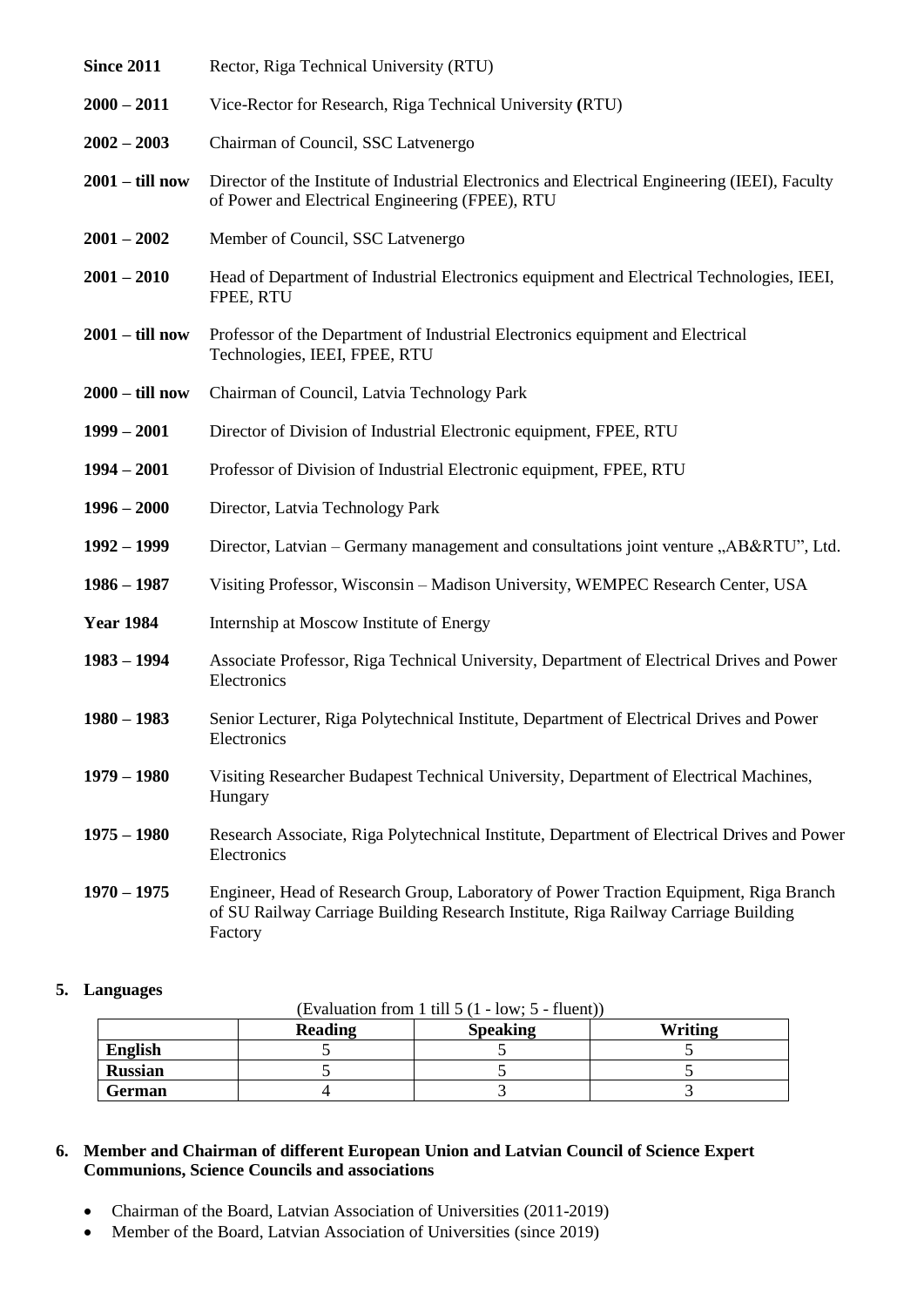| | |
|---|---|
| **Since 2011** | Rector, Riga Technical University (RTU) |
| **2000 – 2011** | Vice-Rector for Research, Riga Technical University **(**RTU) |
| **2002 – 2003** | Chairman of Council, SSC Latvenergo |
| **2001 – till now** | Director of the Institute of Industrial Electronics and Electrical Engineering (IEEI), Faculty of Power and Electrical Engineering (FPEE), RTU |
| **2001 – 2002** | Member of Council, SSC Latvenergo |
| **2001 – 2010** | Head of Department of Industrial Electronics equipment and Electrical Technologies, IEEI, FPEE, RTU |
| **2001 – till now** | Professor of the Department of Industrial Electronics equipment and Electrical Technologies, IEEI, FPEE, RTU |
| **2000 – till now** | Chairman of Council, Latvia Technology Park |
| **1999 – 2001** | Director of Division of Industrial Electronic equipment, FPEE, RTU |
| **1994 – 2001** | Professor of Division of Industrial Electronic equipment, FPEE, RTU |
| **1996 – 2000** | Director, Latvia Technology Park |
| **1992 – 1999** | Director, Latvian – Germany management and consultations joint venture „AB&RTU", Ltd. |
| **1986 – 1987** | Visiting Professor, Wisconsin – Madison University, WEMPEC Research Center, USA |
| **Year 1984** | Internship at Moscow Institute of Energy |
| **1983 – 1994** | Associate Professor, Riga Technical University, Department of Electrical Drives and Power Electronics |
| **1980 – 1983** | Senior Lecturer, Riga Polytechnical Institute, Department of Electrical Drives and Power Electronics |
| **1979 – 1980** | Visiting Researcher Budapest Technical University, Department of Electrical Machines, Hungary |
| **1975 – 1980** | Research Associate, Riga Polytechnical Institute, Department of Electrical Drives and Power Electronics |
| **1970 – 1975** | Engineer, Head of Research Group, Laboratory of Power Traction Equipment, Riga Branch of SU Railway Carriage Building Research Institute, Riga Railway Carriage Building Factory |

**5. Languages**

(Evaluation from 1 till 5 (1 - low; 5 - fluent))

| | Reading | Speaking | Writing |
|---|---|---|---|
| **English** | 5 | 5 | 5 |
| **Russian** | 5 | 5 | 5 |
| **German** | 4 | 3 | 3 |

**6. Member and Chairman of different European Union and Latvian Council of Science Expert Communions, Science Councils and associations**

- Chairman of the Board, Latvian Association of Universities (2011-2019)
- Member of the Board, Latvian Association of Universities (since 2019)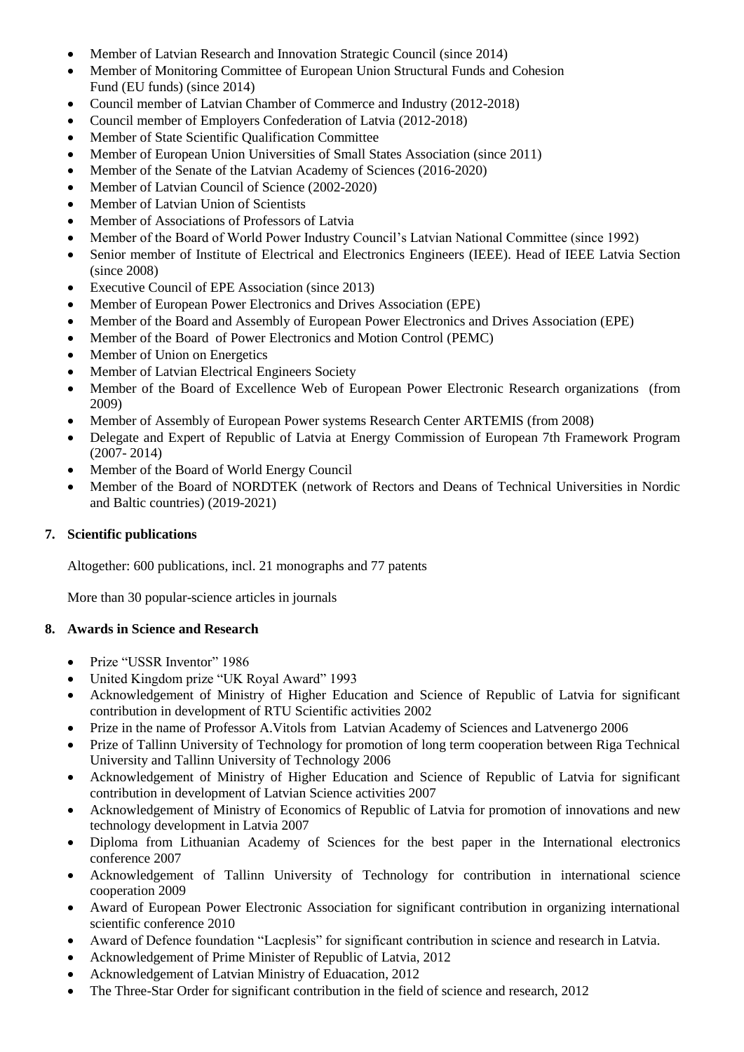- Member of Latvian Research and Innovation Strategic Council (since 2014)
- Member of Monitoring Committee of European Union Structural Funds and Cohesion Fund (EU funds) (since 2014)
- Council member of Latvian Chamber of Commerce and Industry (2012-2018)
- Council member of Employers Confederation of Latvia (2012-2018)
- Member of State Scientific Qualification Committee
- Member of European Union Universities of Small States Association (since 2011)
- Member of the Senate of the Latvian Academy of Sciences (2016-2020)
- Member of Latvian Council of Science (2002-2020)
- Member of Latvian Union of Scientists
- Member of Associations of Professors of Latvia
- Member of the Board of World Power Industry Council's Latvian National Committee (since 1992)
- Senior member of Institute of Electrical and Electronics Engineers (IEEE). Head of IEEE Latvia Section (since 2008)
- Executive Council of EPE Association (since 2013)
- Member of European Power Electronics and Drives Association (EPE)
- Member of the Board and Assembly of European Power Electronics and Drives Association (EPE)
- Member of the Board of Power Electronics and Motion Control (PEMC)
- Member of Union on Energetics
- Member of Latvian Electrical Engineers Society
- Member of the Board of Excellence Web of European Power Electronic Research organizations (from 2009)
- Member of Assembly of European Power systems Research Center ARTEMIS (from 2008)
- Delegate and Expert of Republic of Latvia at Energy Commission of European 7th Framework Program (2007- 2014)
- Member of the Board of World Energy Council
- Member of the Board of NORDTEK (network of Rectors and Deans of Technical Universities in Nordic and Baltic countries) (2019-2021)

**7. Scientific publications**

Altogether: 600 publications, incl. 21 monographs and 77 patents

More than 30 popular-science articles in journals

**8. Awards in Science and Research**

- Prize "USSR Inventor" 1986
- United Kingdom prize "UK Royal Award" 1993
- Acknowledgement of Ministry of Higher Education and Science of Republic of Latvia for significant contribution in development of RTU Scientific activities 2002
- Prize in the name of Professor A.Vitols from Latvian Academy of Sciences and Latvenergo 2006
- Prize of Tallinn University of Technology for promotion of long term cooperation between Riga Technical University and Tallinn University of Technology 2006
- Acknowledgement of Ministry of Higher Education and Science of Republic of Latvia for significant contribution in development of Latvian Science activities 2007
- Acknowledgement of Ministry of Economics of Republic of Latvia for promotion of innovations and new technology development in Latvia 2007
- Diploma from Lithuanian Academy of Sciences for the best paper in the International electronics conference 2007
- Acknowledgement of Tallinn University of Technology for contribution in international science cooperation 2009
- Award of European Power Electronic Association for significant contribution in organizing international scientific conference 2010
- Award of Defence foundation "Lacplesis" for significant contribution in science and research in Latvia.
- Acknowledgement of Prime Minister of Republic of Latvia, 2012
- Acknowledgement of Latvian Ministry of Eduacation, 2012
- The Three-Star Order for significant contribution in the field of science and research, 2012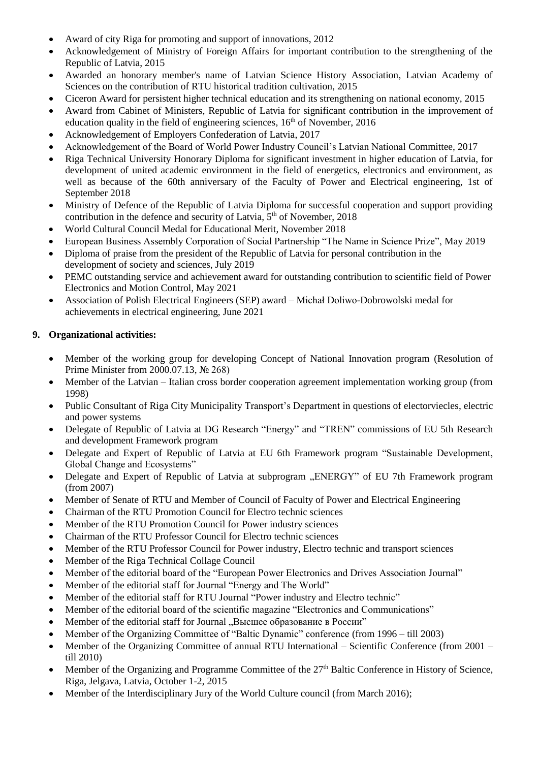- Award of city Riga for promoting and support of innovations, 2012
- Acknowledgement of Ministry of Foreign Affairs for important contribution to the strengthening of the Republic of Latvia, 2015
- Awarded an honorary member's name of Latvian Science History Association, Latvian Academy of Sciences on the contribution of RTU historical tradition cultivation, 2015
- Ciceron Award for persistent higher technical education and its strengthening on national economy, 2015
- Award from Cabinet of Ministers, Republic of Latvia for significant contribution in the improvement of education quality in the field of engineering sciences, 16th of November, 2016
- Acknowledgement of Employers Confederation of Latvia, 2017
- Acknowledgement of the Board of World Power Industry Council's Latvian National Committee, 2017
- Riga Technical University Honorary Diploma for significant investment in higher education of Latvia, for development of united academic environment in the field of energetics, electronics and environment, as well as because of the 60th anniversary of the Faculty of Power and Electrical engineering, 1st of September 2018
- Ministry of Defence of the Republic of Latvia Diploma for successful cooperation and support providing contribution in the defence and security of Latvia, 5th of November, 2018
- World Cultural Council Medal for Educational Merit, November 2018
- European Business Assembly Corporation of Social Partnership "The Name in Science Prize", May 2019
- Diploma of praise from the president of the Republic of Latvia for personal contribution in the development of society and sciences, July 2019
- PEMC outstanding service and achievement award for outstanding contribution to scientific field of Power Electronics and Motion Control, May 2021
- Association of Polish Electrical Engineers (SEP) award – Michał Doliwo-Dobrowolski medal for achievements in electrical engineering, June 2021

**9. Organizational activities:**

- Member of the working group for developing Concept of National Innovation program (Resolution of Prime Minister from 2000.07.13, № 268)
- Member of the Latvian – Italian cross border cooperation agreement implementation working group (from 1998)
- Public Consultant of Riga City Municipality Transport's Department in questions of electorviecles, electric and power systems
- Delegate of Republic of Latvia at DG Research "Energy" and "TREN" commissions of EU 5th Research and development Framework program
- Delegate and Expert of Republic of Latvia at EU 6th Framework program "Sustainable Development, Global Change and Ecosystems"
- Delegate and Expert of Republic of Latvia at subprogram „ENERGY" of EU 7th Framework program (from 2007)
- Member of Senate of RTU and Member of Council of Faculty of Power and Electrical Engineering
- Chairman of the RTU Promotion Council for Electro technic sciences
- Member of the RTU Promotion Council for Power industry sciences
- Chairman of the RTU Professor Council for Electro technic sciences
- Member of the RTU Professor Council for Power industry, Electro technic and transport sciences
- Member of the Riga Technical Collage Council
- Member of the editorial board of the "European Power Electronics and Drives Association Journal"
- Member of the editorial staff for Journal "Energy and The World"
- Member of the editorial staff for RTU Journal "Power industry and Electro technic"
- Member of the editorial board of the scientific magazine "Electronics and Communications"
- Member of the editorial staff for Journal „Высшее образование в России"
- Member of the Organizing Committee of "Baltic Dynamic" conference (from 1996 – till 2003)
- Member of the Organizing Committee of annual RTU International – Scientific Conference (from 2001 – till 2010)
- Member of the Organizing and Programme Committee of the 27th Baltic Conference in History of Science, Riga, Jelgava, Latvia, October 1-2, 2015
- Member of the Interdisciplinary Jury of the World Culture council (from March 2016);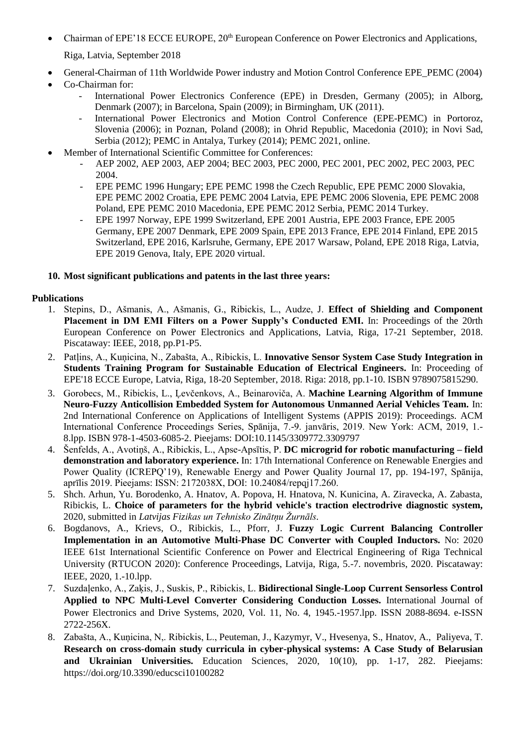- Chairman of EPE'18 ECCE EUROPE, 20th European Conference on Power Electronics and Applications, Riga, Latvia, September 2018
- General-Chairman of 11th Worldwide Power industry and Motion Control Conference EPE_PEMC (2004)
- Co-Chairman for:
    - International Power Electronics Conference (EPE) in Dresden, Germany (2005); in Alborg, Denmark (2007); in Barcelona, Spain (2009); in Birmingham, UK (2011).
    - International Power Electronics and Motion Control Conference (EPE-PEMC) in Portoroz, Slovenia (2006); in Poznan, Poland (2008); in Ohrid Republic, Macedonia (2010); in Novi Sad, Serbia (2012); PEMC in Antalya, Turkey (2014); PEMC 2021, online.
- Member of International Scientific Committee for Conferences:
    - AEP 2002, AEP 2003, AEP 2004; BEC 2003, PEC 2000, PEC 2001, PEC 2002, PEC 2003, PEC 2004.
    - EPE PEMC 1996 Hungary; EPE PEMC 1998 the Czech Republic, EPE PEMC 2000 Slovakia, EPE PEMC 2002 Croatia, EPE PEMC 2004 Latvia, EPE PEMC 2006 Slovenia, EPE PEMC 2008 Poland, EPE PEMC 2010 Macedonia, EPE PEMC 2012 Serbia, PEMC 2014 Turkey.
    - EPE 1997 Norway, EPE 1999 Switzerland, EPE 2001 Austria, EPE 2003 France, EPE 2005 Germany, EPE 2007 Denmark, EPE 2009 Spain, EPE 2013 France, EPE 2014 Finland, EPE 2015 Switzerland, EPE 2016, Karlsruhe, Germany, EPE 2017 Warsaw, Poland, EPE 2018 Riga, Latvia, EPE 2019 Genova, Italy, EPE 2020 virtual.

**10. Most significant publications and patents in the last three years:**

**Publications**

1. Stepins, D., Ašmanis, A., Ašmanis, G., Ribickis, L., Audze, J. **Effect of Shielding and Component Placement in DM EMI Filters on a Power Supply's Conducted EMI.** In: Proceedings of the 20rth European Conference on Power Electronics and Applications, Latvia, Riga, 17-21 September, 2018. Piscataway: IEEE, 2018, pp.P1-P5.
2. Patļins, A., Kuņicina, N., Zabašta, A., Ribickis, L. **Innovative Sensor System Case Study Integration in Students Training Program for Sustainable Education of Electrical Engineers.** In: Proceeding of EPE'18 ECCE Europe, Latvia, Riga, 18-20 September, 2018. Riga: 2018, pp.1-10. ISBN 9789075815290.
3. Gorobecs, M., Ribickis, L., Ļevčenkovs, A., Beinaroviča, A. **Machine Learning Algorithm of Immune Neuro-Fuzzy Anticollision Embedded System for Autonomous Unmanned Aerial Vehicles Team.** In: 2nd International Conference on Applications of Intelligent Systems (APPIS 2019): Proceedings. ACM International Conference Proceedings Series, Spānija, 7.-9. janvāris, 2019. New York: ACM, 2019, 1.-8.lpp. ISBN 978-1-4503-6085-2. Pieejams: DOI:10.1145/3309772.3309797
4. Šenfelds, A., Avotiņš, A., Ribickis, L., Apse-Apsītis, P. **DC microgrid for robotic manufacturing – field demonstration and laboratory experience.** In: 17th International Conference on Renewable Energies and Power Quality (ICREPQ'19), Renewable Energy and Power Quality Journal 17, pp. 194-197, Spānija, aprīlis 2019. Pieejams: ISSN: 2172038X, DOI: 10.24084/repqj17.260.
5. Shch. Arhun, Yu. Borodenko, A. Hnatov, A. Popova, H. Hnatova, N. Kunicina, A. Ziravecka, A. Zabasta, Ribickis, L. **Choice of parameters for the hybrid vehicle's traction electrodrive diagnostic system,** 2020, submitted in *Latvijas Fizikas un Tehnisko Zinātņu Žurnāls*.
6. Bogdanovs, A., Krievs, O., Ribickis, L., Pforr, J. **Fuzzy Logic Current Balancing Controller Implementation in an Automotive Multi-Phase DC Converter with Coupled Inductors.** No: 2020 IEEE 61st International Scientific Conference on Power and Electrical Engineering of Riga Technical University (RTUCON 2020): Conference Proceedings, Latvija, Riga, 5.-7. novembris, 2020. Piscataway: IEEE, 2020, 1.-10.lpp.
7. Suzdaļenko, A., Zaķis, J., Suskis, P., Ribickis, L. **Bidirectional Single-Loop Current Sensorless Control Applied to NPC Multi-Level Converter Considering Conduction Losses.** International Journal of Power Electronics and Drive Systems, 2020, Vol. 11, No. 4, 1945.-1957.lpp. ISSN 2088-8694. e-ISSN 2722-256X.
8. Zabašta, A., Kuņicina, N,. Ribickis, L., Peuteman, J., Kazymyr, V., Hvesenya, S., Hnatov, A., Paliyeva, T. **Research on cross-domain study curricula in cyber-physical systems: A Case Study of Belarusian and Ukrainian Universities.** Education Sciences, 2020, 10(10), pp. 1-17, 282. Pieejams: https://doi.org/10.3390/educsci10100282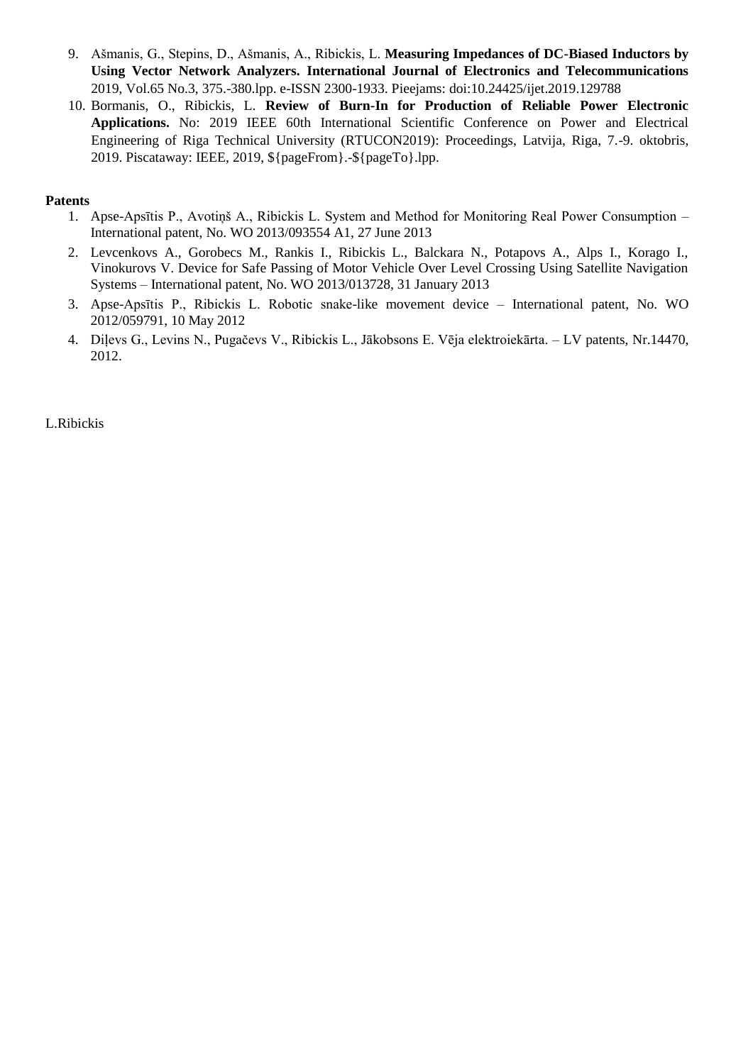9. Ašmanis, G., Stepins, D., Ašmanis, A., Ribickis, L. **Measuring Impedances of DC-Biased Inductors by Using Vector Network Analyzers. International Journal of Electronics and Telecommunications** 2019, Vol.65 No.3, 375.-380.lpp. e-ISSN 2300-1933. Pieejams: doi:10.24425/ijet.2019.129788
10. Bormanis, O., Ribickis, L. **Review of Burn-In for Production of Reliable Power Electronic Applications.** No: 2019 IEEE 60th International Scientific Conference on Power and Electrical Engineering of Riga Technical University (RTUCON2019): Proceedings, Latvija, Riga, 7.-9. oktobris, 2019. Piscataway: IEEE, 2019, ${pageFrom}.-${pageTo}.lpp.

**Patents**

1. Apse-Apsītis P., Avotiņš A., Ribickis L. System and Method for Monitoring Real Power Consumption – International patent, No. WO 2013/093554 A1, 27 June 2013
2. Levcenkovs A., Gorobecs M., Rankis I., Ribickis L., Balckara N., Potapovs A., Alps I., Korago I., Vinokurovs V. Device for Safe Passing of Motor Vehicle Over Level Crossing Using Satellite Navigation Systems – International patent, No. WO 2013/013728, 31 January 2013
3. Apse-Apsītis P., Ribickis L. Robotic snake-like movement device – International patent, No. WO 2012/059791, 10 May 2012
4. Diļevs G., Levins N., Pugačevs V., Ribickis L., Jākobsons E. Vēja elektroiekārta. – LV patents, Nr.14470, 2012.

L.Ribickis